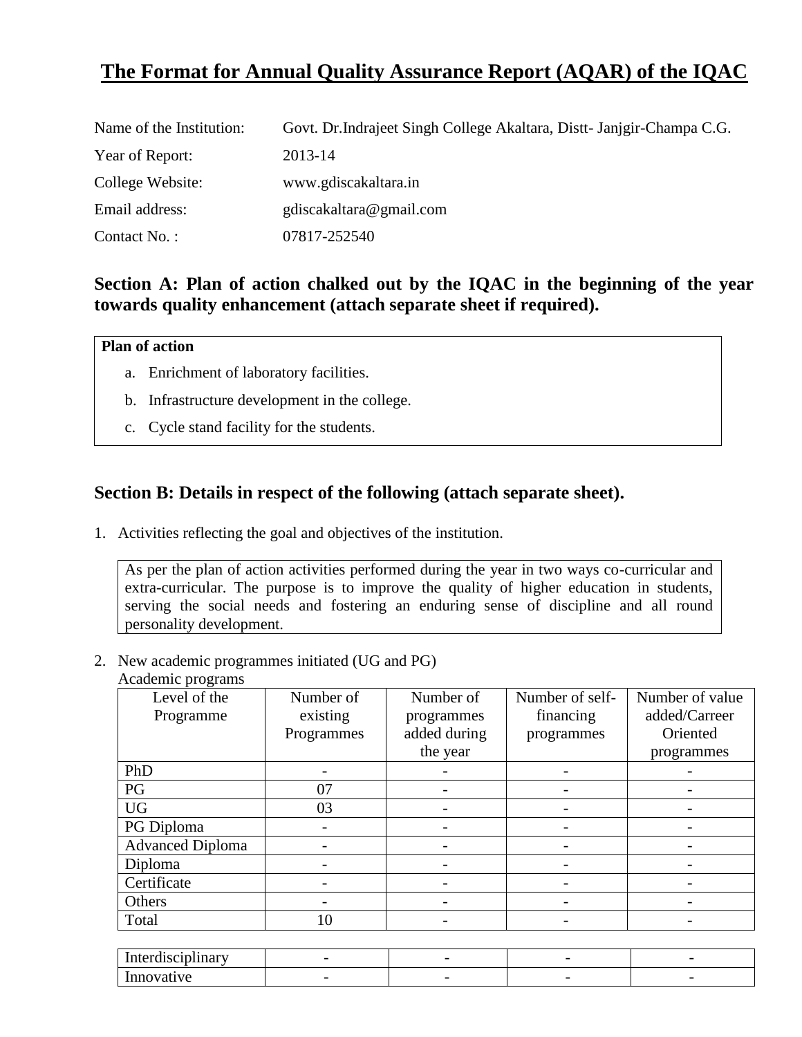# The Format for Annual Quality Assurance Report (AQAR) of the IQAC

Name of the Institution: Govt. Dr.Indrajeet Singh College Akaltara, Distt- Janjgir-Champa C.G.

Year of Report: 2013-14

College Website: www.gdiscakaltara.in

Email address: gdiscakaltara@gmail.com

Contact No. : 07817-252540

## Section A: Plan of action chalked out by the IQAC in the beginning of the year towards quality enhancement (attach separate sheet if required).

**Plan of action**

a. Enrichment of laboratory facilities.
b. Infrastructure development in the college.
c. Cycle stand facility for the students.

## Section B: Details in respect of the following (attach separate sheet).

1. Activities reflecting the goal and objectives of the institution.

As per the plan of action activities performed during the year in two ways co-curricular and extra-curricular. The purpose is to improve the quality of higher education in students, serving the social needs and fostering an enduring sense of discipline and all round personality development.

2. New academic programmes initiated (UG and PG)

Academic programs

| Level of the Programme | Number of existing Programmes | Number of programmes added during the year | Number of self-financing programmes | Number of value added/Carreer Oriented programmes |
|---|---|---|---|---|
| PhD | - | - | - | - |
| PG | 07 | - | - | - |
| UG | 03 | - | - | - |
| PG Diploma | - | - | - | - |
| Advanced Diploma | - | - | - | - |
| Diploma | - | - | - | - |
| Certificate | - | - | - | - |
| Others | - | - | - | - |
| Total | 10 | - | - | - |

| | | | | |
|---|---|---|---|---|
| Interdisciplinary | - | - | - | - |
| Innovative | - | - | - | - |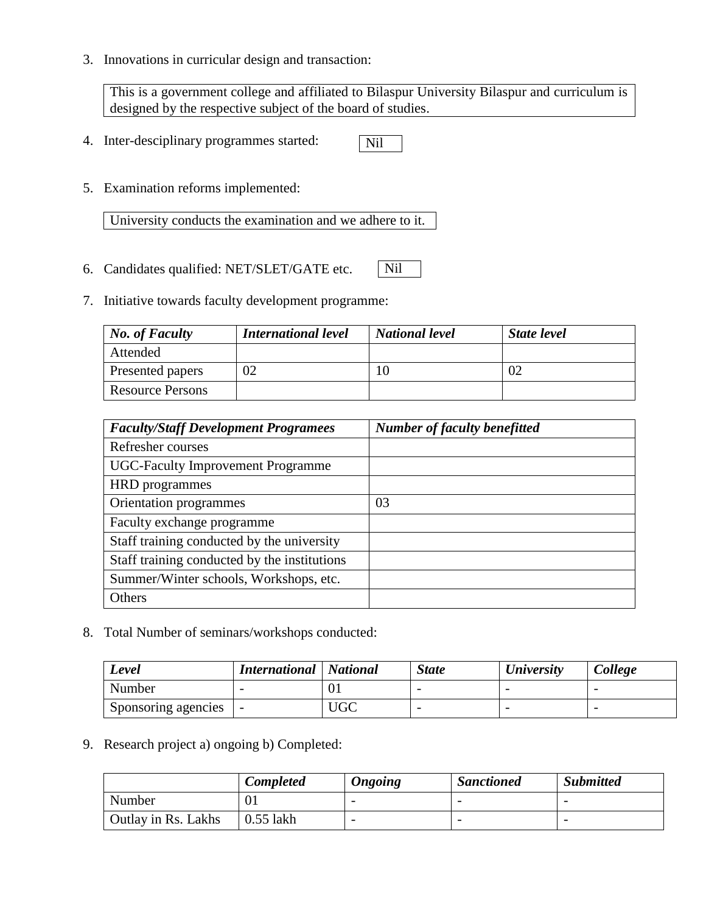3. Innovations in curricular design and transaction:

This is a government college and affiliated to Bilaspur University Bilaspur and curriculum is designed by the respective subject of the board of studies.

4. Inter-desciplinary programmes started: Nil

5. Examination reforms implemented:

University conducts the examination and we adhere to it.

6. Candidates qualified: NET/SLET/GATE etc. Nil

7. Initiative towards faculty development programme:

| ***No. of Faculty*** | ***International level*** | ***National level*** | ***State level*** |
|---|---|---|---|
| Attended | | | |
| Presented papers | 02 | 10 | 02 |
| Resource Persons | | | |

| ***Faculty/Staff Development Programees*** | ***Number of faculty benefitted*** |
|---|---|
| Refresher courses | |
| UGC-Faculty Improvement Programme | |
| HRD programmes | |
| Orientation programmes | 03 |
| Faculty exchange programme | |
| Staff training conducted by the university | |
| Staff training conducted by the institutions | |
| Summer/Winter schools, Workshops, etc. | |
| Others | |

8. Total Number of seminars/workshops conducted:

| ***Level*** | ***International*** | ***National*** | ***State*** | ***University*** | ***College*** |
|---|---|---|---|---|---|
| Number | - | 01 | - | - | - |
| Sponsoring agencies | - | UGC | - | - | - |

9. Research project a) ongoing b) Completed:

| | ***Completed*** | ***Ongoing*** | ***Sanctioned*** | ***Submitted*** |
|---|---|---|---|---|
| Number | 01 | - | - | - |
| Outlay in Rs. Lakhs | 0.55 lakh | - | - | - |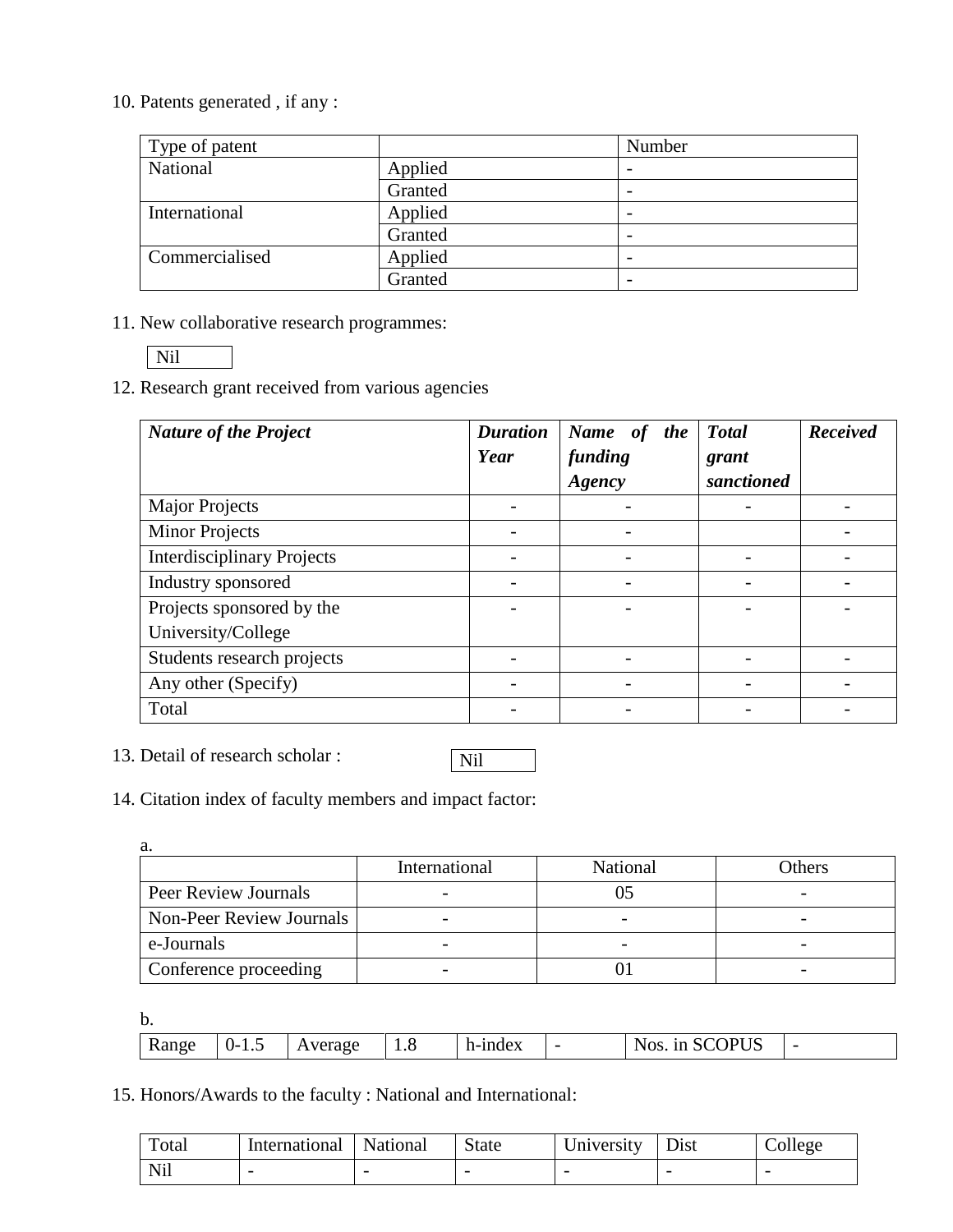10. Patents generated , if any :

| Type of patent | | Number |
|---|---|---|
| National | Applied | - |
| | Granted | - |
| International | Applied | - |
| | Granted | - |
| Commercialised | Applied | - |
| | Granted | - |

11. New collaborative research programmes:

Nil

12. Research grant received from various agencies

| ***Nature of the Project*** | ***Duration Year*** | ***Name of the funding Agency*** | ***Total grant sanctioned*** | ***Received*** |
|---|---|---|---|---|
| Major Projects | - | - | - | - |
| Minor Projects | - | - | | - |
| Interdisciplinary Projects | - | - | - | - |
| Industry sponsored | - | - | - | - |
| Projects sponsored by the University/College | - | - | - | - |
| Students research projects | - | - | - | - |
| Any other (Specify) | - | - | - | - |
| Total | - | - | - | - |

13. Detail of research scholar : Nil

14. Citation index of faculty members and impact factor:

a.

| | International | National | Others |
|---|---|---|---|
| Peer Review Journals | - | 05 | - |
| Non-Peer Review Journals | - | - | - |
| e-Journals | - | - | - |
| Conference proceeding | - | 01 | - |

b.

| Range | 0-1.5 | Average | 1.8 | h-index | - | Nos. in SCOPUS | - |
|---|---|---|---|---|---|---|---|

15. Honors/Awards to the faculty : National and International:

| Total | International | National | State | University | Dist | College |
|---|---|---|---|---|---|---|
| Nil | - | - | - | - | - | - |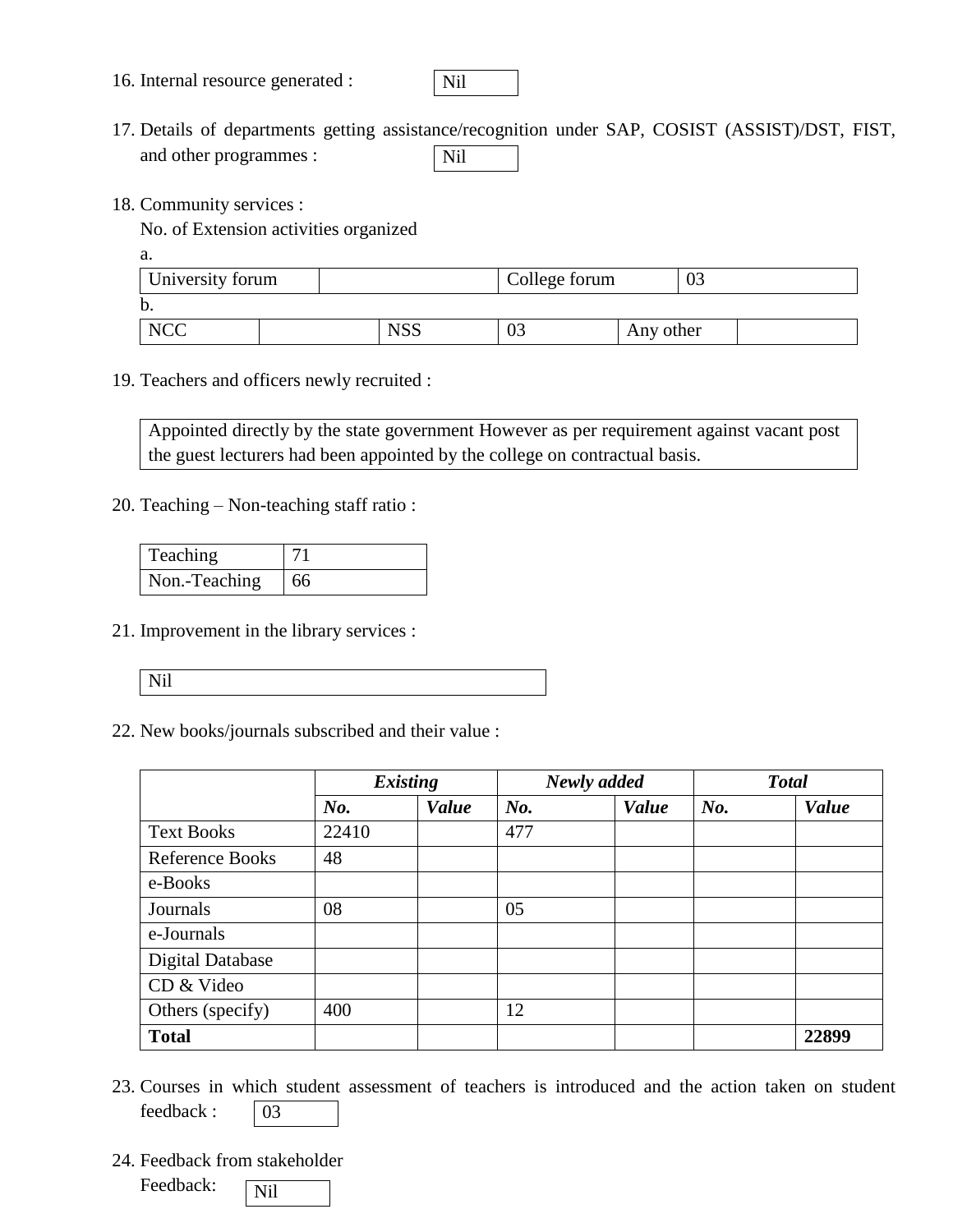16. Internal resource generated : Nil

17. Details of departments getting assistance/recognition under SAP, COSIST (ASSIST)/DST, FIST, and other programmes : Nil

18. Community services :

    No. of Extension activities organized

    a.

| University forum | | College forum | 03 |
|---|---|---|---|

b.

| NCC | | NSS | 03 | Any other | |
|---|---|---|---|---|---|

19. Teachers and officers newly recruited :

    Appointed directly by the state government However as per requirement against vacant post the guest lecturers had been appointed by the college on contractual basis.

20. Teaching – Non-teaching staff ratio :

| Teaching | 71 |
|---|---|
| Non.-Teaching | 66 |

21. Improvement in the library services :

    Nil

22. New books/journals subscribed and their value :

| | ***Existing*** | | ***Newly added*** | | ***Total*** | |
|---|---|---|---|---|---|---|
| | ***No.*** | ***Value*** | ***No.*** | ***Value*** | ***No.*** | ***Value*** |
| Text Books | 22410 | | 477 | | | |
| Reference Books | 48 | | | | | |
| e-Books | | | | | | |
| Journals | 08 | | 05 | | | |
| e-Journals | | | | | | |
| Digital Database | | | | | | |
| CD & Video | | | | | | |
| Others (specify) | 400 | | 12 | | | |
| **Total** | | | | | | **22899** |

23. Courses in which student assessment of teachers is introduced and the action taken on student feedback : 03

24. Feedback from stakeholder

    Feedback: Nil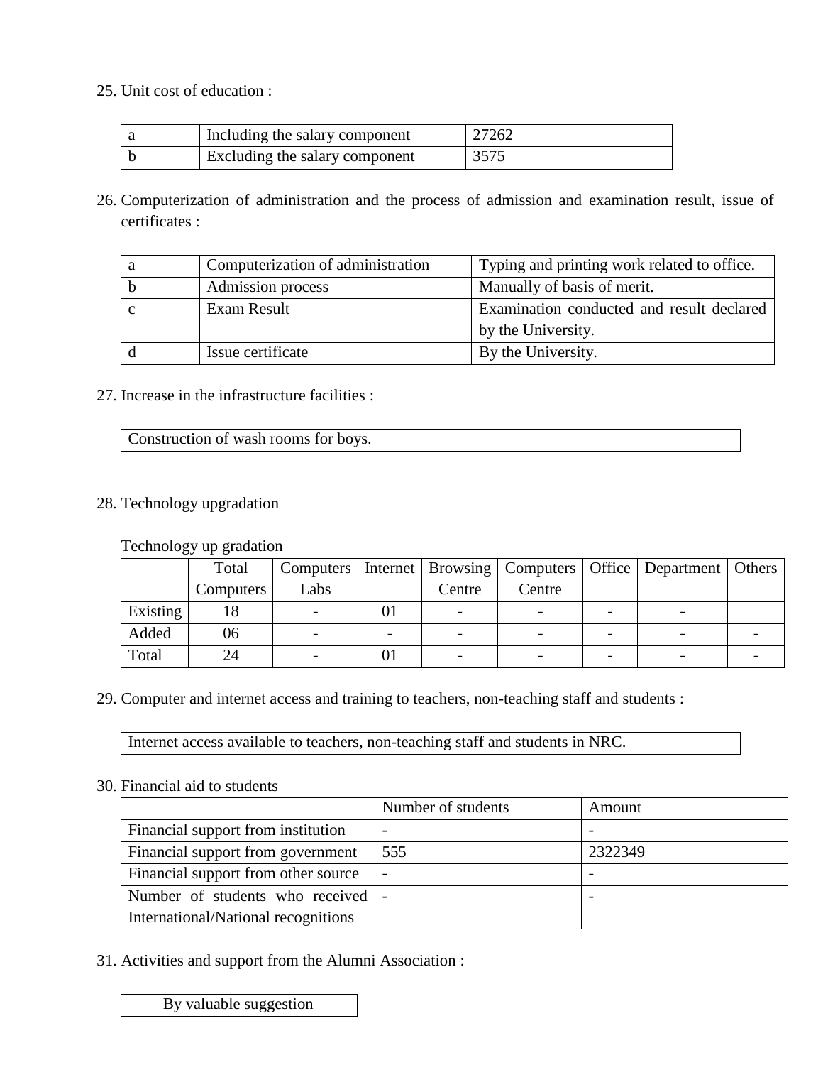25. Unit cost of education :

| | | |
|---|---|---|
| a | Including the salary component | 27262 |
| b | Excluding the salary component | 3575 |

26. Computerization of administration and the process of admission and examination result, issue of certificates :

| | | |
|---|---|---|
| a | Computerization of administration | Typing and printing work related to office. |
| b | Admission process | Manually of basis of merit. |
| c | Exam Result | Examination conducted and result declared by the University. |
| d | Issue certificate | By the University. |

27. Increase in the infrastructure facilities :

| |
|---|
| Construction of wash rooms for boys. |

28. Technology upgradation

Technology up gradation

| | Total Computers | Computers Labs | Internet | Browsing Centre | Computers Centre | Office | Department | Others |
|---|---|---|---|---|---|---|---|---|
| Existing | 18 | - | 01 | - | - | - | - | |
| Added | 06 | - | - | - | - | - | - | - |
| Total | 24 | - | 01 | - | - | - | - | - |

29. Computer and internet access and training to teachers, non-teaching staff and students :

| |
|---|
| Internet access available to teachers, non-teaching staff and students in NRC. |

30. Financial aid to students

| | Number of students | Amount |
|---|---|---|
| Financial support from institution | - | - |
| Financial support from government | 555 | 2322349 |
| Financial support from other source | - | - |
| Number of students who received International/National recognitions | - | - |

31. Activities and support from the Alumni Association :

| |
|---|
| By valuable suggestion |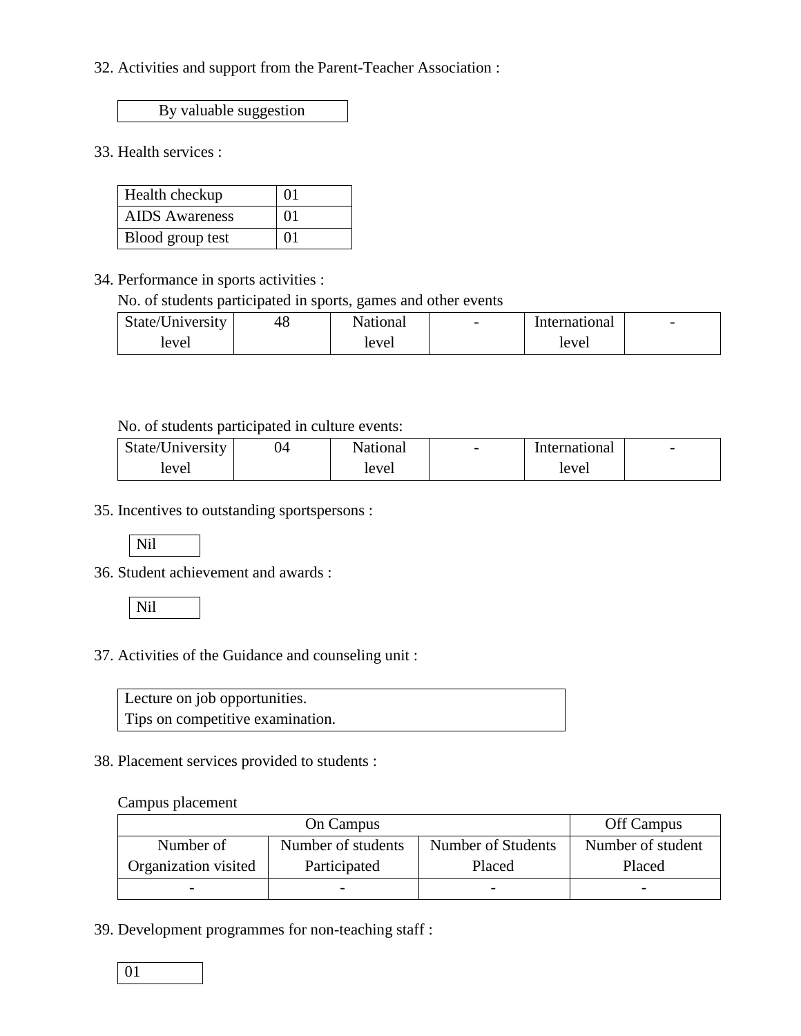32. Activities and support from the Parent-Teacher Association :

| By valuable suggestion |
|---|

33. Health services :

| Health checkup | 01 |
|---|---|
| AIDS Awareness | 01 |
| Blood group test | 01 |

34. Performance in sports activities :

No. of students participated in sports, games and other events

| State/University level | 48 | National level | - | International level | - |
|---|---|---|---|---|---|

No. of students participated in culture events:

| State/University level | 04 | National level | - | International level | - |
|---|---|---|---|---|---|

35. Incentives to outstanding sportspersons :

| Nil |
|---|

36. Student achievement and awards :

| Nil |
|---|

37. Activities of the Guidance and counseling unit :

| Lecture on job opportunities.<br>Tips on competitive examination. |
|---|

38. Placement services provided to students :

Campus placement

| On Campus | | | Off Campus |
|---|---|---|---|
| Number of Organization visited | Number of students Participated | Number of Students Placed | Number of student Placed |
| - | - | - | - |

39. Development programmes for non-teaching staff :

| 01 |
|---|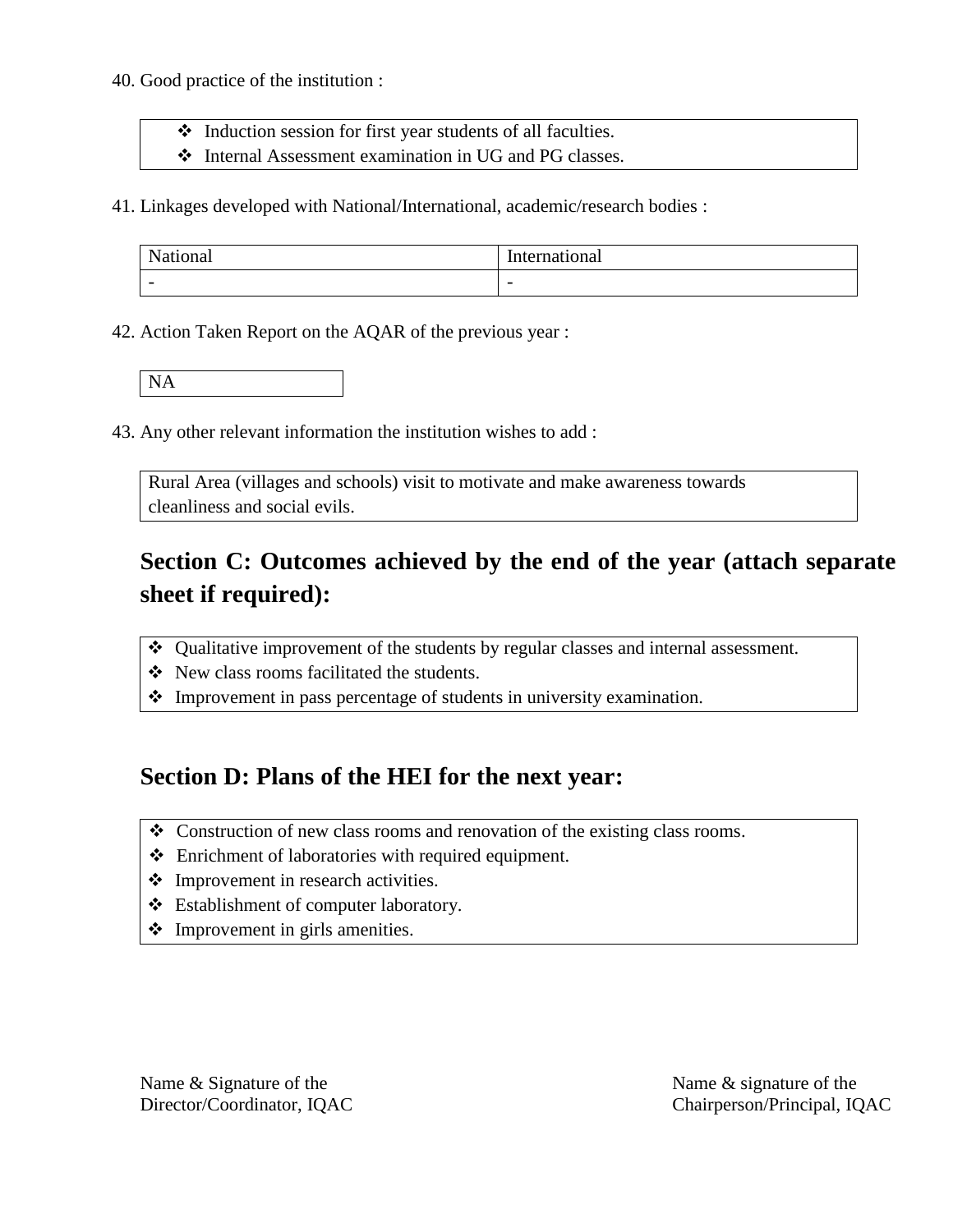40. Good practice of the institution :

- Induction session for first year students of all faculties.
- Internal Assessment examination in UG and PG classes.

41. Linkages developed with National/International, academic/research bodies :

| National | International |
|---|---|
| - | - |

42. Action Taken Report on the AQAR of the previous year :

NA

43. Any other relevant information the institution wishes to add :

Rural Area (villages and schools) visit to motivate and make awareness towards cleanliness and social evils.

## Section C: Outcomes achieved by the end of the year (attach separate sheet if required):

- Qualitative improvement of the students by regular classes and internal assessment.
- New class rooms facilitated the students.
- Improvement in pass percentage of students in university examination.

## Section D: Plans of the HEI for the next year:

- Construction of new class rooms and renovation of the existing class rooms.
- Enrichment of laboratories with required equipment.
- Improvement in research activities.
- Establishment of computer laboratory.
- Improvement in girls amenities.

Name & Signature of the Director/Coordinator, IQAC

Name & signature of the Chairperson/Principal, IQAC